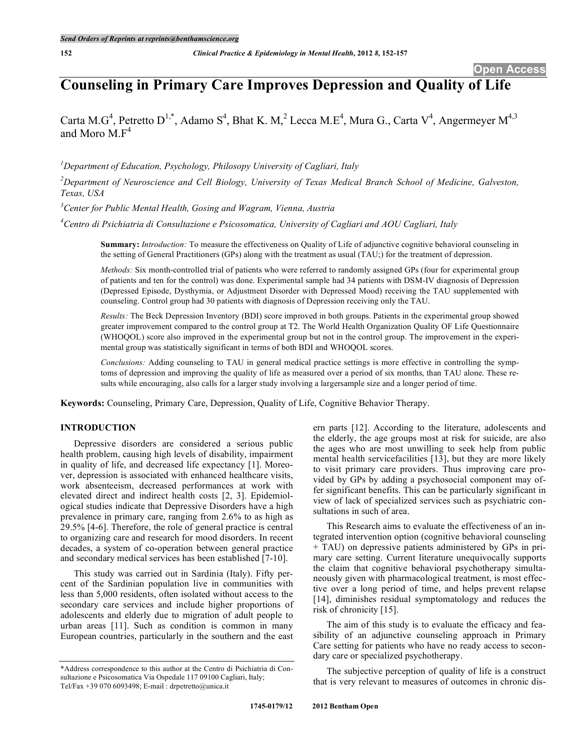# Counseling in Primary Care Improves Depression and Quality of Life

Carta M.G[4], Petretto D[1,*], Adamo S[4], Bhat K. M,[2] Lecca M.E[4], Mura G., Carta V[4], Angermeyer M[4,3] and Moro M.F[4]

[1]*Department of Education, Psychology, Philosopy University of Cagliari, Italy*

[2]*Department of Neuroscience and Cell Biology, University of Texas Medical Branch School of Medicine, Galveston, Texas, USA*

[3]*Center for Public Mental Health, Gosing and Wagram, Vienna, Austria*

[4]*Centro di Psichiatria di Consultazione e Psicosomatica, University of Cagliari and AOU Cagliari, Italy*

**Summary:** *Introduction:* To measure the effectiveness on Quality of Life of adjunctive cognitive behavioral counseling in the setting of General Practitioners (GPs) along with the treatment as usual (TAU;) for the treatment of depression.

*Methods:* Six month-controlled trial of patients who were referred to randomly assigned GPs (four for experimental group of patients and ten for the control) was done. Experimental sample had 34 patients with DSM-IV diagnosis of Depression (Depressed Episode, Dysthymia, or Adjustment Disorder with Depressed Mood) receiving the TAU supplemented with counseling. Control group had 30 patients with diagnosis of Depression receiving only the TAU.

*Results:* The Beck Depression Inventory (BDI) score improved in both groups. Patients in the experimental group showed greater improvement compared to the control group at T2. The World Health Organization Quality OF Life Questionnaire (WHOQOL) score also improved in the experimental group but not in the control group. The improvement in the experimental group was statistically significant in terms of both BDI and WHOQOL scores.

*Conclusions:* Adding counseling to TAU in general medical practice settings is more effective in controlling the symptoms of depression and improving the quality of life as measured over a period of six months, than TAU alone. These results while encouraging, also calls for a larger study involving a largersample size and a longer period of time.

**Keywords:** Counseling, Primary Care, Depression, Quality of Life, Cognitive Behavior Therapy.

## INTRODUCTION

Depressive disorders are considered a serious public health problem, causing high levels of disability, impairment in quality of life, and decreased life expectancy [1]. Moreover, depression is associated with enhanced healthcare visits, work absenteeism, decreased performances at work with elevated direct and indirect health costs [2, 3]. Epidemiological studies indicate that Depressive Disorders have a high prevalence in primary care, ranging from 2.6% to as high as 29.5% [4-6]. Therefore, the role of general practice is central to organizing care and research for mood disorders. In recent decades, a system of co-operation between general practice and secondary medical services has been established [7-10].

This study was carried out in Sardinia (Italy). Fifty percent of the Sardinian population live in communities with less than 5,000 residents, often isolated without access to the secondary care services and include higher proportions of adolescents and elderly due to migration of adult people to urban areas [11]. Such as condition is common in many European countries, particularly in the southern and the eastern parts [12]. According to the literature, adolescents and the elderly, the age groups most at risk for suicide, are also the ages who are most unwilling to seek help from public mental health servicefacilities [13], but they are more likely to visit primary care providers. Thus improving care provided by GPs by adding a psychosocial component may offer significant benefits. This can be particularly significant in view of lack of specialized services such as psychiatric consultations in such of area.

This Research aims to evaluate the effectiveness of an integrated intervention option (cognitive behavioral counseling + TAU) on depressive patients administered by GPs in primary care setting. Current literature unequivocally supports the claim that cognitive behavioral psychotherapy simultaneously given with pharmacological treatment, is most effective over a long period of time, and helps prevent relapse [14], diminishes residual symptomatology and reduces the risk of chronicity [15].

The aim of this study is to evaluate the efficacy and feasibility of an adjunctive counseling approach in Primary Care setting for patients who have no ready access to secondary care or specialized psychotherapy.

The subjective perception of quality of life is a construct that is very relevant to measures of outcomes in chronic dis-

*Address correspondence to this author at the Centro di Psichiatria di Consultazione e Psicosomatica Via Ospedale 117 09100 Cagliari, Italy; Tel/Fax +39 070 6093498; E-mail : drpetretto@unica.it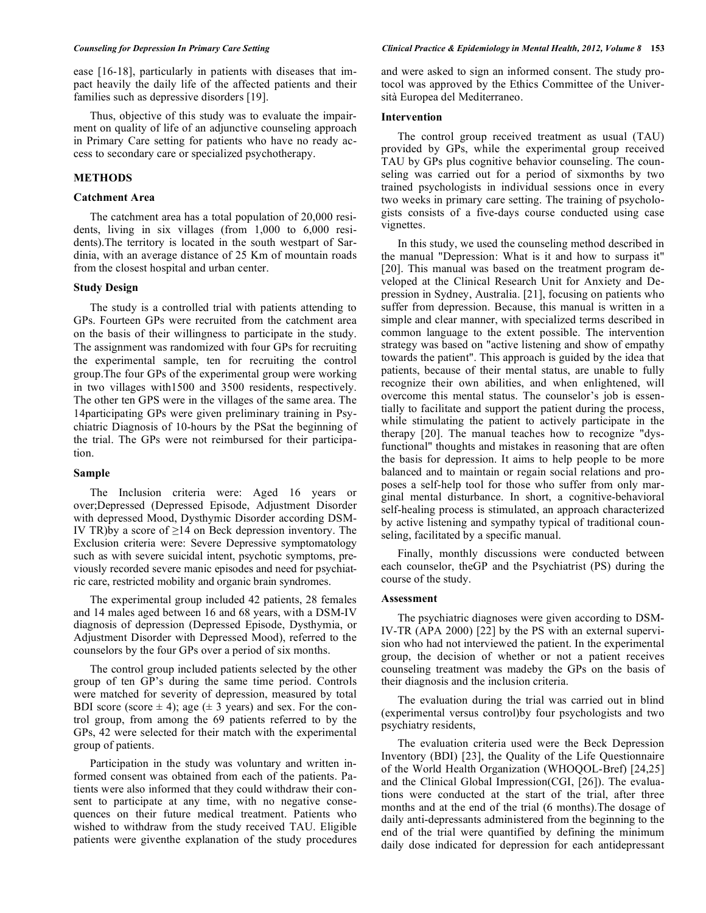ease [16-18], particularly in patients with diseases that impact heavily the daily life of the affected patients and their families such as depressive disorders [19].

Thus, objective of this study was to evaluate the impairment on quality of life of an adjunctive counseling approach in Primary Care setting for patients who have no ready access to secondary care or specialized psychotherapy.

## METHODS

### Catchment Area

The catchment area has a total population of 20,000 residents, living in six villages (from 1,000 to 6,000 residents).The territory is located in the south westpart of Sardinia, with an average distance of 25 Km of mountain roads from the closest hospital and urban center.

### Study Design

The study is a controlled trial with patients attending to GPs. Fourteen GPs were recruited from the catchment area on the basis of their willingness to participate in the study. The assignment was randomized with four GPs for recruiting the experimental sample, ten for recruiting the control group.The four GPs of the experimental group were working in two villages with1500 and 3500 residents, respectively. The other ten GPS were in the villages of the same area. The 14participating GPs were given preliminary training in Psychiatric Diagnosis of 10-hours by the PSat the beginning of the trial. The GPs were not reimbursed for their participation.

### Sample

The Inclusion criteria were: Aged 16 years or over;Depressed (Depressed Episode, Adjustment Disorder with depressed Mood, Dysthymic Disorder according DSM-IV TR)by a score of ≥14 on Beck depression inventory. The Exclusion criteria were: Severe Depressive symptomatology such as with severe suicidal intent, psychotic symptoms, previously recorded severe manic episodes and need for psychiatric care, restricted mobility and organic brain syndromes.

The experimental group included 42 patients, 28 females and 14 males aged between 16 and 68 years, with a DSM-IV diagnosis of depression (Depressed Episode, Dysthymia, or Adjustment Disorder with Depressed Mood), referred to the counselors by the four GPs over a period of six months.

The control group included patients selected by the other group of ten GP's during the same time period. Controls were matched for severity of depression, measured by total BDI score (score ± 4); age (± 3 years) and sex. For the control group, from among the 69 patients referred to by the GPs, 42 were selected for their match with the experimental group of patients.

Participation in the study was voluntary and written informed consent was obtained from each of the patients. Patients were also informed that they could withdraw their consent to participate at any time, with no negative consequences on their future medical treatment. Patients who wished to withdraw from the study received TAU. Eligible patients were giventhe explanation of the study procedures and were asked to sign an informed consent. The study protocol was approved by the Ethics Committee of the Università Europea del Mediterraneo.

### Intervention

The control group received treatment as usual (TAU) provided by GPs, while the experimental group received TAU by GPs plus cognitive behavior counseling. The counseling was carried out for a period of sixmonths by two trained psychologists in individual sessions once in every two weeks in primary care setting. The training of psychologists consists of a five-days course conducted using case vignettes.

In this study, we used the counseling method described in the manual "Depression: What is it and how to surpass it" [20]. This manual was based on the treatment program developed at the Clinical Research Unit for Anxiety and Depression in Sydney, Australia. [21], focusing on patients who suffer from depression. Because, this manual is written in a simple and clear manner, with specialized terms described in common language to the extent possible. The intervention strategy was based on "active listening and show of empathy towards the patient". This approach is guided by the idea that patients, because of their mental status, are unable to fully recognize their own abilities, and when enlightened, will overcome this mental status. The counselor's job is essentially to facilitate and support the patient during the process, while stimulating the patient to actively participate in the therapy [20]. The manual teaches how to recognize "dysfunctional" thoughts and mistakes in reasoning that are often the basis for depression. It aims to help people to be more balanced and to maintain or regain social relations and proposes a self-help tool for those who suffer from only marginal mental disturbance. In short, a cognitive-behavioral self-healing process is stimulated, an approach characterized by active listening and sympathy typical of traditional counseling, facilitated by a specific manual.

Finally, monthly discussions were conducted between each counselor, theGP and the Psychiatrist (PS) during the course of the study.

### Assessment

The psychiatric diagnoses were given according to DSM-IV-TR (APA 2000) [22] by the PS with an external supervision who had not interviewed the patient. In the experimental group, the decision of whether or not a patient receives counseling treatment was madeby the GPs on the basis of their diagnosis and the inclusion criteria.

The evaluation during the trial was carried out in blind (experimental versus control)by four psychologists and two psychiatry residents,

The evaluation criteria used were the Beck Depression Inventory (BDI) [23], the Quality of the Life Questionnaire of the World Health Organization (WHOQOL-Bref) [24,25] and the Clinical Global Impression(CGI, [26]). The evaluations were conducted at the start of the trial, after three months and at the end of the trial (6 months).The dosage of daily anti-depressants administered from the beginning to the end of the trial were quantified by defining the minimum daily dose indicated for depression for each antidepressant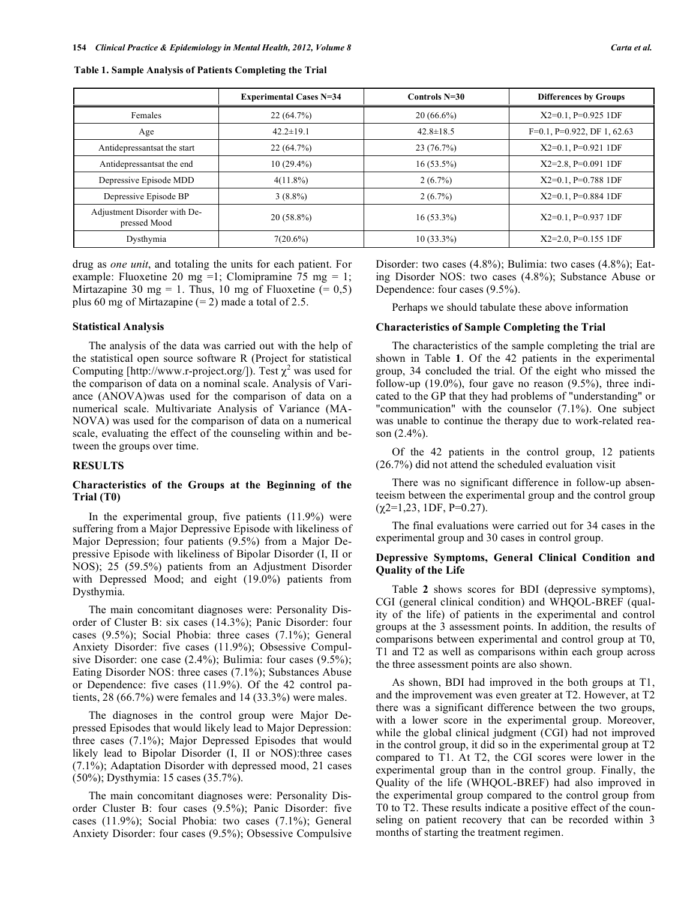**Table 1. Sample Analysis of Patients Completing the Trial**

| | Experimental Cases N=34 | Controls N=30 | Differences by Groups |
|---|---|---|---|
| Females | 22 (64.7%) | 20 (66.6%) | X2=0.1, P=0.925 1DF |
| Age | 42.2±19.1 | 42.8±18.5 | F=0.1, P=0.922, DF 1, 62.63 |
| Antidepressantsat the start | 22 (64.7%) | 23 (76.7%) | X2=0.1, P=0.921 1DF |
| Antidepressantsat the end | 10 (29.4%) | 16 (53.5%) | X2=2.8, P=0.091 1DF |
| Depressive Episode MDD | 4(11.8%) | 2 (6.7%) | X2=0.1, P=0.788 1DF |
| Depressive Episode BP | 3 (8.8%) | 2 (6.7%) | X2=0.1, P=0.884 1DF |
| Adjustment Disorder with Depressed Mood | 20 (58.8%) | 16 (53.3%) | X2=0.1, P=0.937 1DF |
| Dysthymia | 7(20.6%) | 10 (33.3%) | X2=2.0, P=0.155 1DF |

drug as *one unit*, and totaling the units for each patient. For example: Fluoxetine 20 mg =1; Clomipramine 75 mg = 1; Mirtazapine 30 mg = 1. Thus, 10 mg of Fluoxetine (= 0,5) plus 60 mg of Mirtazapine (= 2) made a total of 2.5.

### Statistical Analysis

The analysis of the data was carried out with the help of the statistical open source software R (Project for statistical Computing [http://www.r-project.org/]). Test $\chi^2$ was used for the comparison of data on a nominal scale. Analysis of Variance (ANOVA)was used for the comparison of data on a numerical scale. Multivariate Analysis of Variance (MANOVA) was used for the comparison of data on a numerical scale, evaluating the effect of the counseling within and between the groups over time.

## RESULTS

### Characteristics of the Groups at the Beginning of the Trial (T0)

In the experimental group, five patients (11.9%) were suffering from a Major Depressive Episode with likeliness of Major Depression; four patients (9.5%) from a Major Depressive Episode with likeliness of Bipolar Disorder (I, II or NOS); 25 (59.5%) patients from an Adjustment Disorder with Depressed Mood; and eight (19.0%) patients from Dysthymia.

The main concomitant diagnoses were: Personality Disorder of Cluster B: six cases (14.3%); Panic Disorder: four cases (9.5%); Social Phobia: three cases (7.1%); General Anxiety Disorder: five cases (11.9%); Obsessive Compulsive Disorder: one case (2.4%); Bulimia: four cases (9.5%); Eating Disorder NOS: three cases (7.1%); Substances Abuse or Dependence: five cases (11.9%). Of the 42 control patients, 28 (66.7%) were females and 14 (33.3%) were males.

The diagnoses in the control group were Major Depressed Episodes that would likely lead to Major Depression: three cases (7.1%); Major Depressed Episodes that would likely lead to Bipolar Disorder (I, II or NOS):three cases (7.1%); Adaptation Disorder with depressed mood, 21 cases (50%); Dysthymia: 15 cases (35.7%).

The main concomitant diagnoses were: Personality Disorder Cluster B: four cases (9.5%); Panic Disorder: five cases (11.9%); Social Phobia: two cases (7.1%); General Anxiety Disorder: four cases (9.5%); Obsessive Compulsive Disorder: two cases (4.8%); Bulimia: two cases (4.8%); Eating Disorder NOS: two cases (4.8%); Substance Abuse or Dependence: four cases (9.5%).

Perhaps we should tabulate these above information

### Characteristics of Sample Completing the Trial

The characteristics of the sample completing the trial are shown in Table **1**. Of the 42 patients in the experimental group, 34 concluded the trial. Of the eight who missed the follow-up (19.0%), four gave no reason (9.5%), three indicated to the GP that they had problems of "understanding" or "communication" with the counselor (7.1%). One subject was unable to continue the therapy due to work-related reason (2.4%).

Of the 42 patients in the control group, 12 patients (26.7%) did not attend the scheduled evaluation visit

There was no significant difference in follow-up absenteeism between the experimental group and the control group ($\chi$2=1,23, 1DF, P=0.27).

The final evaluations were carried out for 34 cases in the experimental group and 30 cases in control group.

### Depressive Symptoms, General Clinical Condition and Quality of the Life

Table **2** shows scores for BDI (depressive symptoms), CGI (general clinical condition) and WHQOL-BREF (quality of the life) of patients in the experimental and control groups at the 3 assessment points. In addition, the results of comparisons between experimental and control group at T0, T1 and T2 as well as comparisons within each group across the three assessment points are also shown.

As shown, BDI had improved in the both groups at T1, and the improvement was even greater at T2. However, at T2 there was a significant difference between the two groups, with a lower score in the experimental group. Moreover, while the global clinical judgment (CGI) had not improved in the control group, it did so in the experimental group at T2 compared to T1. At T2, the CGI scores were lower in the experimental group than in the control group. Finally, the Quality of the life (WHQOL-BREF) had also improved in the experimental group compared to the control group from T0 to T2. These results indicate a positive effect of the counseling on patient recovery that can be recorded within 3 months of starting the treatment regimen.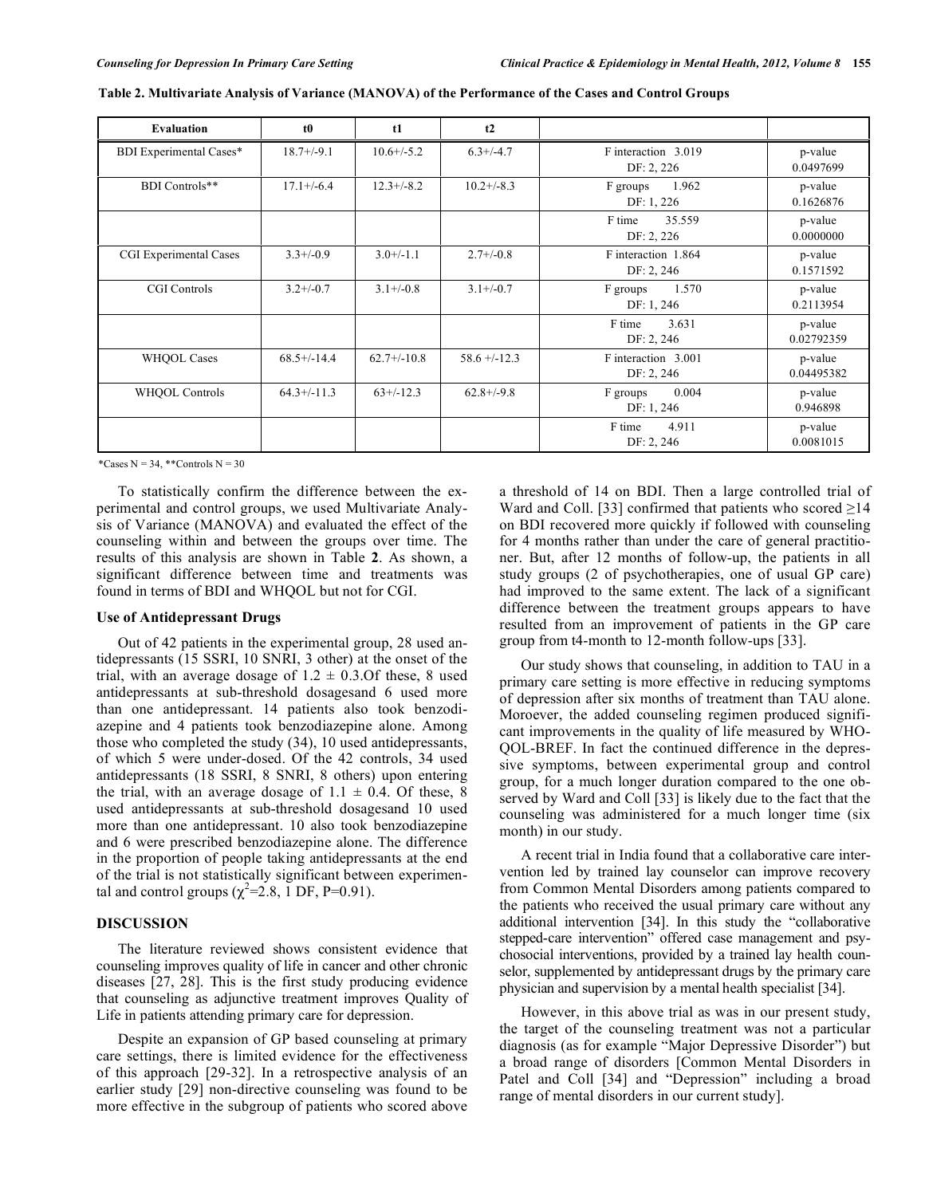**Table 2. Multivariate Analysis of Variance (MANOVA) of the Performance of the Cases and Control Groups**

| Evaluation | t0 | t1 | t2 | | |
|---|---|---|---|---|---|
| BDI Experimental Cases* | 18.7+/-9.1 | 10.6+/-5.2 | 6.3+/-4.7 | F interaction 3.019 DF: 2, 226 | p-value 0.0497699 |
| BDI Controls** | 17.1+/-6.4 | 12.3+/-8.2 | 10.2+/-8.3 | F groups 1.962 DF: 1, 226 | p-value 0.1626876 |
| | | | | F time 35.559 DF: 2, 226 | p-value 0.0000000 |
| CGI Experimental Cases | 3.3+/-0.9 | 3.0+/-1.1 | 2.7+/-0.8 | F interaction 1.864 DF: 2, 246 | p-value 0.1571592 |
| CGI Controls | 3.2+/-0.7 | 3.1+/-0.8 | 3.1+/-0.7 | F groups 1.570 DF: 1, 246 | p-value 0.2113954 |
| | | | | F time 3.631 DF: 2, 246 | p-value 0.02792359 |
| WHQOL Cases | 68.5+/-14.4 | 62.7+/-10.8 | 58.6 +/-12.3 | F interaction 3.001 DF: 2, 246 | p-value 0.04495382 |
| WHQOL Controls | 64.3+/-11.3 | 63+/-12.3 | 62.8+/-9.8 | F groups 0.004 DF: 1, 246 | p-value 0.946898 |
| | | | | F time 4.911 DF: 2, 246 | p-value 0.0081015 |

*Cases N = 34, **Controls N = 30

To statistically confirm the difference between the experimental and control groups, we used Multivariate Analysis of Variance (MANOVA) and evaluated the effect of the counseling within and between the groups over time. The results of this analysis are shown in Table **2**. As shown, a significant difference between time and treatments was found in terms of BDI and WHQOL but not for CGI.

### Use of Antidepressant Drugs

Out of 42 patients in the experimental group, 28 used antidepressants (15 SSRI, 10 SNRI, 3 other) at the onset of the trial, with an average dosage of $1.2 \pm 0.3$.Of these, 8 used antidepressants at sub-threshold dosagesand 6 used more than one antidepressant. 14 patients also took benzodiazepine and 4 patients took benzodiazepine alone. Among those who completed the study (34), 10 used antidepressants, of which 5 were under-dosed. Of the 42 controls, 34 used antidepressants (18 SSRI, 8 SNRI, 8 others) upon entering the trial, with an average dosage of $1.1 \pm 0.4$. Of these, 8 used antidepressants at sub-threshold dosagesand 10 used more than one antidepressant. 10 also took benzodiazepine and 6 were prescribed benzodiazepine alone. The difference in the proportion of people taking antidepressants at the end of the trial is not statistically significant between experimental and control groups ($\chi^2$=2.8, 1 DF, P=0.91).

## DISCUSSION

The literature reviewed shows consistent evidence that counseling improves quality of life in cancer and other chronic diseases [27, 28]. This is the first study producing evidence that counseling as adjunctive treatment improves Quality of Life in patients attending primary care for depression.

Despite an expansion of GP based counseling at primary care settings, there is limited evidence for the effectiveness of this approach [29-32]. In a retrospective analysis of an earlier study [29] non-directive counseling was found to be more effective in the subgroup of patients who scored above a threshold of 14 on BDI. Then a large controlled trial of Ward and Coll. [33] confirmed that patients who scored ≥14 on BDI recovered more quickly if followed with counseling for 4 months rather than under the care of general practitioner. But, after 12 months of follow-up, the patients in all study groups (2 of psychotherapies, one of usual GP care) had improved to the same extent. The lack of a significant difference between the treatment groups appears to have resulted from an improvement of patients in the GP care group from t4-month to 12-month follow-ups [33].

Our study shows that counseling, in addition to TAU in a primary care setting is more effective in reducing symptoms of depression after six months of treatment than TAU alone. Moroever, the added counseling regimen produced significant improvements in the quality of life measured by WHO-QOL-BREF. In fact the continued difference in the depressive symptoms, between experimental group and control group, for a much longer duration compared to the one observed by Ward and Coll [33] is likely due to the fact that the counseling was administered for a much longer time (six month) in our study.

A recent trial in India found that a collaborative care intervention led by trained lay counselor can improve recovery from Common Mental Disorders among patients compared to the patients who received the usual primary care without any additional intervention [34]. In this study the "collaborative stepped-care intervention" offered case management and psychosocial interventions, provided by a trained lay health counselor, supplemented by antidepressant drugs by the primary care physician and supervision by a mental health specialist [34].

However, in this above trial as was in our present study, the target of the counseling treatment was not a particular diagnosis (as for example "Major Depressive Disorder") but a broad range of disorders [Common Mental Disorders in Patel and Coll [34] and "Depression" including a broad range of mental disorders in our current study].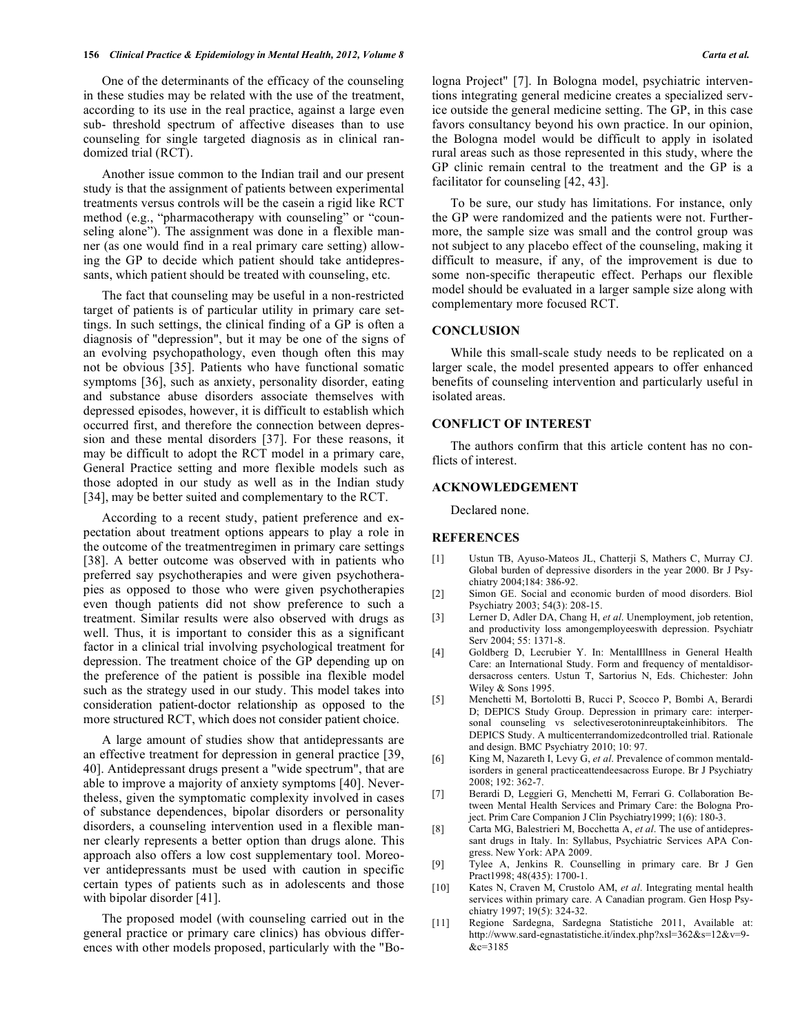One of the determinants of the efficacy of the counseling in these studies may be related with the use of the treatment, according to its use in the real practice, against a large even sub- threshold spectrum of affective diseases than to use counseling for single targeted diagnosis as in clinical randomized trial (RCT).

Another issue common to the Indian trail and our present study is that the assignment of patients between experimental treatments versus controls will be the casein a rigid like RCT method (e.g., "pharmacotherapy with counseling" or "counseling alone"). The assignment was done in a flexible manner (as one would find in a real primary care setting) allowing the GP to decide which patient should take antidepressants, which patient should be treated with counseling, etc.

The fact that counseling may be useful in a non-restricted target of patients is of particular utility in primary care settings. In such settings, the clinical finding of a GP is often a diagnosis of "depression", but it may be one of the signs of an evolving psychopathology, even though often this may not be obvious [35]. Patients who have functional somatic symptoms [36], such as anxiety, personality disorder, eating and substance abuse disorders associate themselves with depressed episodes, however, it is difficult to establish which occurred first, and therefore the connection between depression and these mental disorders [37]. For these reasons, it may be difficult to adopt the RCT model in a primary care, General Practice setting and more flexible models such as those adopted in our study as well as in the Indian study [34], may be better suited and complementary to the RCT.

According to a recent study, patient preference and expectation about treatment options appears to play a role in the outcome of the treatmentregimen in primary care settings [38]. A better outcome was observed with in patients who preferred say psychotherapies and were given psychotherapies as opposed to those who were given psychotherapies even though patients did not show preference to such a treatment. Similar results were also observed with drugs as well. Thus, it is important to consider this as a significant factor in a clinical trial involving psychological treatment for depression. The treatment choice of the GP depending up on the preference of the patient is possible ina flexible model such as the strategy used in our study. This model takes into consideration patient-doctor relationship as opposed to the more structured RCT, which does not consider patient choice.

A large amount of studies show that antidepressants are an effective treatment for depression in general practice [39, 40]. Antidepressant drugs present a "wide spectrum", that are able to improve a majority of anxiety symptoms [40]. Nevertheless, given the symptomatic complexity involved in cases of substance dependences, bipolar disorders or personality disorders, a counseling intervention used in a flexible manner clearly represents a better option than drugs alone. This approach also offers a low cost supplementary tool. Moreover antidepressants must be used with caution in specific certain types of patients such as in adolescents and those with bipolar disorder [41].

The proposed model (with counseling carried out in the general practice or primary care clinics) has obvious differences with other models proposed, particularly with the "Bologna Project" [7]. In Bologna model, psychiatric interventions integrating general medicine creates a specialized service outside the general medicine setting. The GP, in this case favors consultancy beyond his own practice. In our opinion, the Bologna model would be difficult to apply in isolated rural areas such as those represented in this study, where the GP clinic remain central to the treatment and the GP is a facilitator for counseling [42, 43].

To be sure, our study has limitations. For instance, only the GP were randomized and the patients were not. Furthermore, the sample size was small and the control group was not subject to any placebo effect of the counseling, making it difficult to measure, if any, of the improvement is due to some non-specific therapeutic effect. Perhaps our flexible model should be evaluated in a larger sample size along with complementary more focused RCT.

## CONCLUSION

While this small-scale study needs to be replicated on a larger scale, the model presented appears to offer enhanced benefits of counseling intervention and particularly useful in isolated areas.

## CONFLICT OF INTEREST

The authors confirm that this article content has no conflicts of interest.

## ACKNOWLEDGEMENT

Declared none.

## REFERENCES

[1] Ustun TB, Ayuso-Mateos JL, Chatterji S, Mathers C, Murray CJ. Global burden of depressive disorders in the year 2000. Br J Psychiatry 2004;184: 386-92.

[2] Simon GE. Social and economic burden of mood disorders. Biol Psychiatry 2003; 54(3): 208-15.

[3] Lerner D, Adler DA, Chang H, *et al*. Unemployment, job retention, and productivity loss amongemployeeswith depression. Psychiatr Serv 2004; 55: 1371-8.

[4] Goldberg D, Lecrubier Y. In: MentalIllness in General Health Care: an International Study. Form and frequency of mentaldisordersacross centers. Ustun T, Sartorius N, Eds. Chichester: John Wiley & Sons 1995.

[5] Menchetti M, Bortolotti B, Rucci P, Scocco P, Bombi A, Berardi D; DEPICS Study Group. Depression in primary care: interpersonal counseling vs selectiveserotoninreuptakeinhibitors. The DEPICS Study. A multicenterrandomizedcontrolled trial. Rationale and design. BMC Psychiatry 2010; 10: 97.

[6] King M, Nazareth I, Levy G, *et al*. Prevalence of common mentaldisorders in general practiceattendeesacross Europe. Br J Psychiatry 2008; 192: 362-7.

[7] Berardi D, Leggieri G, Menchetti M, Ferrari G. Collaboration Between Mental Health Services and Primary Care: the Bologna Project. Prim Care Companion J Clin Psychiatry1999; 1(6): 180-3.

[8] Carta MG, Balestrieri M, Bocchetta A, *et al*. The use of antidepressant drugs in Italy. In: Syllabus, Psychiatric Services APA Congress. New York: APA 2009.

[9] Tylee A, Jenkins R. Counselling in primary care. Br J Gen Pract1998; 48(435): 1700-1.

[10] Kates N, Craven M, Crustolo AM, *et al*. Integrating mental health services within primary care. A Canadian program. Gen Hosp Psychiatry 1997; 19(5): 324-32.

[11] Regione Sardegna, Sardegna Statistiche 2011, Available at: http://www.sard-egnastatistiche.it/index.php?xsl=362&s=12&v=9-&c=3185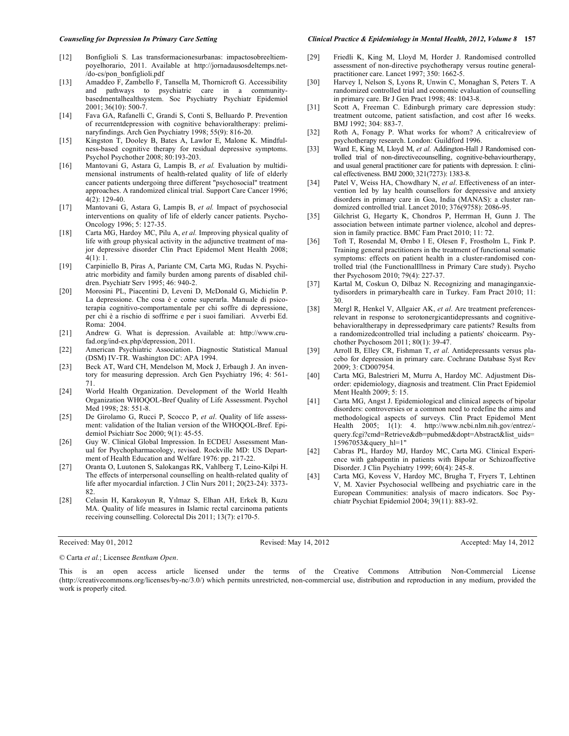[12] Bonfiglioli S. Las transformacionesurbanas: impactosobreeltiempoyelhorario, 2011. Available at http://jornadausosdeltemps.net-/do-cs/pon_bonfiglioli.pdf

[13] Amaddeo F, Zambello F, Tansella M, Thornicroft G. Accessibility and pathways to psychiatric care in a community-basedmentalhealthsystem. Soc Psychiatry Psychiatr Epidemiol 2001; 36(10): 500-7.

[14] Fava GA, Rafanelli C, Grandi S, Conti S, Belluardo P. Prevention of recurrentdepression with cognitive behavioraltherapy: preliminaryfindings. Arch Gen Psychiatry 1998; 55(9): 816-20.

[15] Kingston T, Dooley B, Bates A, Lawlor E, Malone K. Mindfulness-based cognitive therapy for residual depressive symptoms. Psychol Psychother 2008; 80:193-203.

[16] Mantovani G, Astara G, Lampis B, *et al.* Evaluation by multidimensional instruments of health-related quality of life of elderly cancer patients undergoing three different "psychosocial" treatment approaches. A randomized clinical trial. Support Care Cancer 1996; 4(2): 129-40.

[17] Mantovani G, Astara G, Lampis B, *et al.* Impact of psychosocial interventions on quality of life of elderly cancer patients. Psycho-Oncology 1996; 5: 127-35.

[18] Carta MG, Hardoy MC, Pilu A, *et al.* Improving physical quality of life with group physical activity in the adjunctive treatment of major depressive disorder Clin Pract Epidemol Ment Health 2008; 4(1): 1.

[19] Carpiniello B, Piras A, Pariante CM, Carta MG, Rudas N. Psychiatric morbidity and family burden among parents of disabled children. Psychiatr Serv 1995; 46: 940-2.

[20] Morosini PL, Piacentini D, Leveni D, McDonald G, Michielin P. La depressione. Che cosa è e come superarla. Manuale di psicoterapia cognitivo-comportamentale per chi soffre di depressione, per chi è a rischio di soffrirne e per i suoi familiari. Avverbi Ed. Roma: 2004.

[21] Andrew G. What is depression. Available at: http://www.crufad.org/ind-ex.php/depression, 2011.

[22] American Psychiatric Association. Diagnostic Statistical Manual (DSM) IV-TR. Washington DC: APA 1994.

[23] Beck AT, Ward CH, Mendelson M, Mock J, Erbaugh J. An inventory for measuring depression. Arch Gen Psychiatry 196; 4: 561-71.

[24] World Health Organization. Development of the World Health Organization WHOQOL-Bref Quality of Life Assessment. Psychol Med 1998; 28: 551-8.

[25] De Girolamo G, Rucci P, Scocco P, *et al*. Quality of life assessment: validation of the Italian version of the WHOQOL-Bref. Epidemiol Psichiatr Soc 2000; 9(1): 45-55.

[26] Guy W. Clinical Global Impression. In ECDEU Assessment Manual for Psychopharmacology, revised. Rockville MD: US Department of Health Education and Welfare 1976: pp. 217-22.

[27] Oranta O, Luutonen S, Salokangas RK, Vahlberg T, Leino-Kilpi H. The effects of interpersonal counselling on health-related quality of life after myocardial infarction. J Clin Nurs 2011; 20(23-24): 3373-82.

[28] Celasin H, Karakoyun R, Yılmaz S, Elhan AH, Erkek B, Kuzu MA. Quality of life measures in Islamic rectal carcinoma patients receiving counselling. Colorectal Dis 2011; 13(7): e170-5.

[29] Friedli K, King M, Lloyd M, Horder J. Randomised controlled assessment of non-directive psychotherapy versus routine general-practitioner care. Lancet 1997; 350: 1662-5.

[30] Harvey I, Nelson S, Lyons R, Unwin C, Monaghan S, Peters T. A randomized controlled trial and economic evaluation of counselling in primary care. Br J Gen Pract 1998; 48: 1043-8.

[31] Scott A, Freeman C. Edinburgh primary care depression study: treatment outcome, patient satisfaction, and cost after 16 weeks. BMJ 1992; 304: 883-7.

[32] Roth A, Fonagy P. What works for whom? A criticalreview of psychotherapy research. London: Guildford 1996.

[33] Ward E, King M, Lloyd M, *et al.* Addington-Hall J Randomised controlled trial of non-directivecounselling, cognitive-behaviourtherapy, and usual general practitioner care for patients with depression. I: clinical effectiveness. BMJ 2000; 321(7273): 1383-8.

[34] Patel V, Weiss HA, Chowdhary N, *et al*. Effectiveness of an intervention led by lay health counsellors for depressive and anxiety disorders in primary care in Goa, India (MANAS): a cluster randomized controlled trial. Lancet 2010; 376(9758): 2086-95.

[35] Gilchrist G, Hegarty K, Chondros P, Herrman H, Gunn J. The association between intimate partner violence, alcohol and depression in family practice. BMC Fam Pract 2010; 11: 72.

[36] Toft T, Rosendal M, Ørnbø l E, Olesen F, Frostholm L, Fink P. Training general practitioners in the treatment of functional somatic symptoms: effects on patient health in a cluster-randomised controlled trial (the FunctionalIllness in Primary Care study). Psycho ther Psychosom 2010; 79(4): 227-37.

[37] Kartal M, Coskun O, Dilbaz N. Recognizing and managinganxietydisorders in primaryhealth care in Turkey. Fam Pract 2010; 11: 30.

[38] Mergl R, Henkel V, Allgaier AK, *et al*. Are treatment preferencesrelevant in response to serotonergicantidepressants and cognitive-behavioraltherapy in depressedprimary care patients? Results from a randomizedcontrolled trial including a patients' choicearm. Psychother Psychosom 2011; 80(1): 39-47.

[39] Arroll B, Elley CR, Fishman T, *et al*. Antidepressants versus placebo for depression in primary care. Cochrane Database Syst Rev 2009; 3: CD007954.

[40] Carta MG, Balestrieri M, Murru A, Hardoy MC. Adjustment Disorder: epidemiology, diagnosis and treatment. Clin Pract Epidemiol Ment Health 2009; 5: 15.

[41] Carta MG, Angst J. Epidemiological and clinical aspects of bipolar disorders: controversies or a common need to redefine the aims and methodological aspects of surveys. Clin Pract Epidemol Ment Health 2005; 1(1): 4. http://www.ncbi.nlm.nih.gov/entrez/-query.fcgi?cmd=Retrieve&db=pubmed&dopt=Abstract&list_uids=15967053&query_hl=1"

[42] Cabras PL, Hardoy MJ, Hardoy MC, Carta MG. Clinical Experience with gabapentin in patients with Bipolar or Schizoaffective Disorder. J Clin Psychiatry 1999; 60(4): 245-8.

[43] Carta MG, Kovess V, Hardoy MC, Brugha T, Fryers T, Lehtinen V, M. Xavier Psychosocial wellbeing and psychiatric care in the European Communities: analysis of macro indicators. Soc Psychiatr Psychiat Epidemiol 2004; 39(11): 883-92.

Received: May 01, 2012 Revised: May 14, 2012 Accepted: May 14, 2012

© Carta *et al.*; Licensee *Bentham Open*.

This is an open access article licensed under the terms of the Creative Commons Attribution Non-Commercial License (http://creativecommons.org/licenses/by-nc/3.0/) which permits unrestricted, non-commercial use, distribution and reproduction in any medium, provided the work is properly cited.